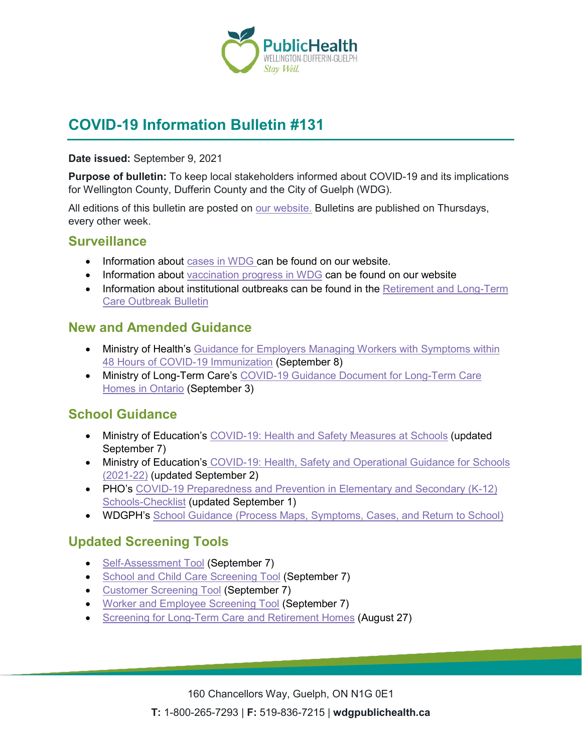# COVID-19 Information Bulletin #131

**Date issued:** September 9, 2021

**Purpose of bulletin:** To keep local stakeholders informed about COVID-19 and its implications for Wellington County, Dufferin County and the City of Guelph (WDG).

All editions of this bulletin are posted on our website. Bulletins are published on Thursdays, every other week.

## Surveillance

- Information about cases in WDG can be found on our website.
- Information about vaccination progress in WDG can be found on our website
- Information about institutional outbreaks can be found in the Retirement and Long-Term Care Outbreak Bulletin

## New and Amended Guidance

- Ministry of Health's Guidance for Employers Managing Workers with Symptoms within 48 Hours of COVID-19 Immunization (September 8)
- Ministry of Long-Term Care's COVID-19 Guidance Document for Long-Term Care Homes in Ontario (September 3)

## School Guidance

- Ministry of Education's COVID-19: Health and Safety Measures at Schools (updated September 7)
- Ministry of Education's COVID-19: Health, Safety and Operational Guidance for Schools (2021-22) (updated September 2)
- PHO's COVID-19 Preparedness and Prevention in Elementary and Secondary (K-12) Schools-Checklist (updated September 1)
- WDGPH's School Guidance (Process Maps, Symptoms, Cases, and Return to School)

## Updated Screening Tools

- Self-Assessment Tool (September 7)
- School and Child Care Screening Tool (September 7)
- Customer Screening Tool (September 7)
- Worker and Employee Screening Tool (September 7)
- Screening for Long-Term Care and Retirement Homes (August 27)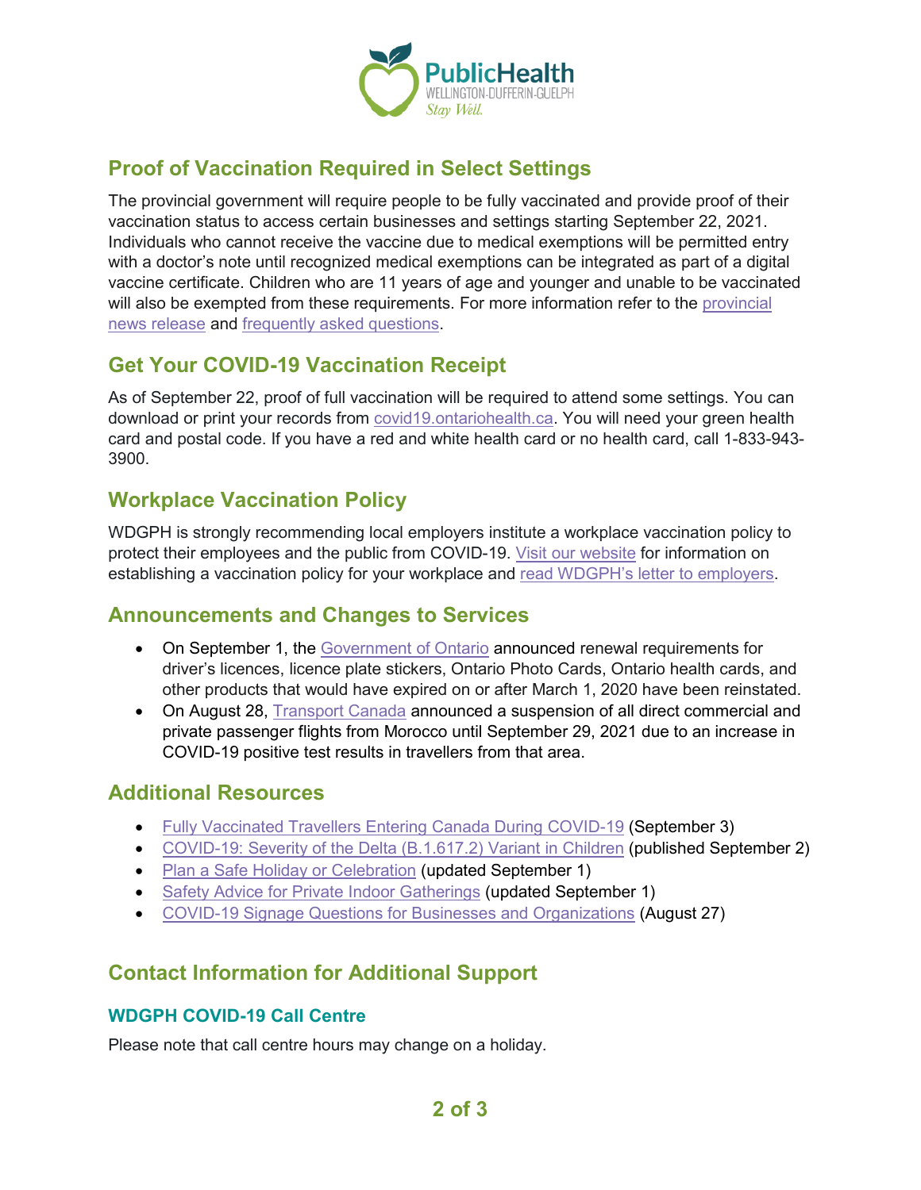## Proof of Vaccination Required in Select Settings

The provincial government will require people to be fully vaccinated and provide proof of their vaccination status to access certain businesses and settings starting September 22, 2021. Individuals who cannot receive the vaccine due to medical exemptions will be permitted entry with a doctor's note until recognized medical exemptions can be integrated as part of a digital vaccine certificate. Children who are 11 years of age and younger and unable to be vaccinated will also be exempted from these requirements. For more information refer to the provincial news release and frequently asked questions.

## Get Your COVID-19 Vaccination Receipt

As of September 22, proof of full vaccination will be required to attend some settings. You can download or print your records from covid19.ontariohealth.ca. You will need your green health card and postal code. If you have a red and white health card or no health card, call 1-833-943-3900.

## Workplace Vaccination Policy

WDGPH is strongly recommending local employers institute a workplace vaccination policy to protect their employees and the public from COVID-19. Visit our website for information on establishing a vaccination policy for your workplace and read WDGPH's letter to employers.

## Announcements and Changes to Services

- On September 1, the Government of Ontario announced renewal requirements for driver's licences, licence plate stickers, Ontario Photo Cards, Ontario health cards, and other products that would have expired on or after March 1, 2020 have been reinstated.
- On August 28, Transport Canada announced a suspension of all direct commercial and private passenger flights from Morocco until September 29, 2021 due to an increase in COVID-19 positive test results in travellers from that area.

## Additional Resources

- Fully Vaccinated Travellers Entering Canada During COVID-19 (September 3)
- COVID-19: Severity of the Delta (B.1.617.2) Variant in Children (published September 2)
- Plan a Safe Holiday or Celebration (updated September 1)
- Safety Advice for Private Indoor Gatherings (updated September 1)
- COVID-19 Signage Questions for Businesses and Organizations (August 27)

## Contact Information for Additional Support

### WDGPH COVID-19 Call Centre

Please note that call centre hours may change on a holiday.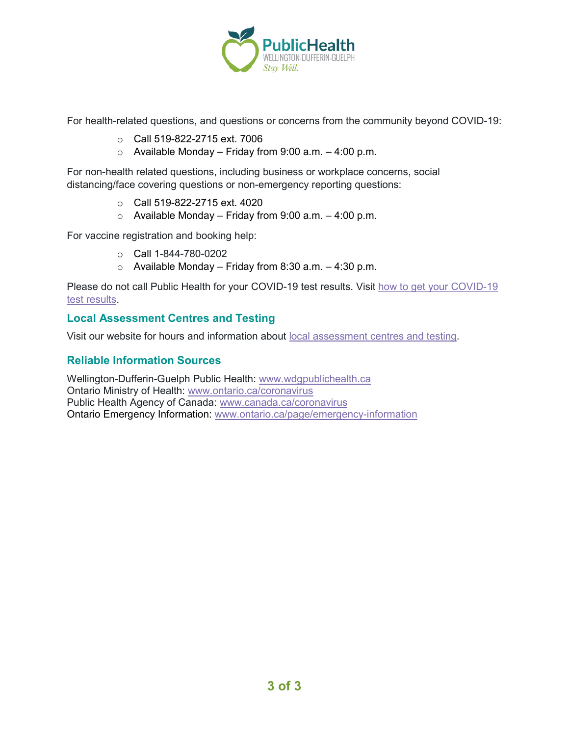For health-related questions, and questions or concerns from the community beyond COVID-19:

- Call 519-822-2715 ext. 7006
- Available Monday – Friday from 9:00 a.m. – 4:00 p.m.

For non-health related questions, including business or workplace concerns, social distancing/face covering questions or non-emergency reporting questions:

- Call 519-822-2715 ext. 4020
- Available Monday – Friday from 9:00 a.m. – 4:00 p.m.

For vaccine registration and booking help:

- Call 1-844-780-0202
- Available Monday – Friday from 8:30 a.m. – 4:30 p.m.

Please do not call Public Health for your COVID-19 test results. Visit how to get your COVID-19 test results.

## Local Assessment Centres and Testing

Visit our website for hours and information about local assessment centres and testing.

## Reliable Information Sources

Wellington-Dufferin-Guelph Public Health: www.wdgpublichealth.ca
Ontario Ministry of Health: www.ontario.ca/coronavirus
Public Health Agency of Canada: www.canada.ca/coronavirus
Ontario Emergency Information: www.ontario.ca/page/emergency-information